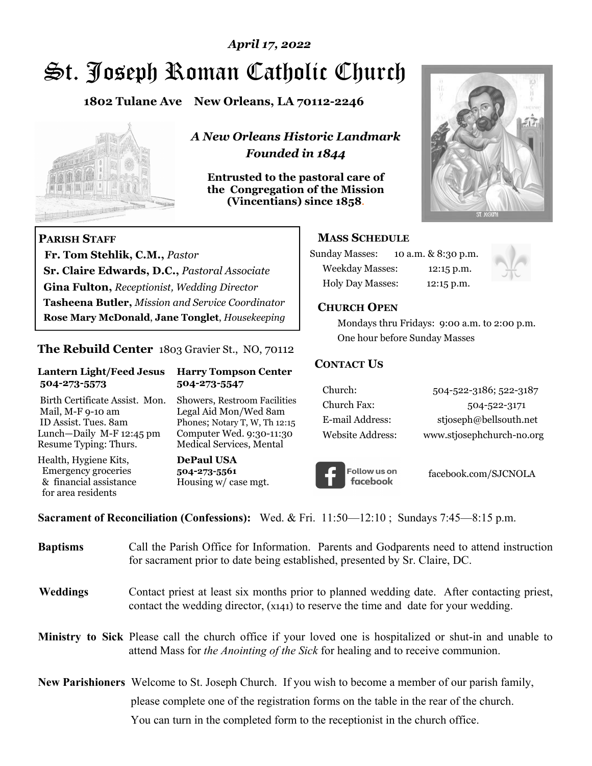*April 17, 2022*

# St. Joseph Roman Catholic Church

**1802 Tulane Ave New Orleans, LA 70112-2246**

***A New Orleans Historic Landmark***
***Founded in 1844***

**Entrusted to the pastoral care of the Congregation of the Mission (Vincentians) since 1858.**

## PARISH STAFF

**Fr. Tom Stehlik, C.M.,** *Pastor*
**Sr. Claire Edwards, D.C.,** *Pastoral Associate*
**Gina Fulton,** *Receptionist, Wedding Director*
**Tasheena Butler,** *Mission and Service Coordinator*
**Rose Mary McDonald**, **Jane Tonglet**, *Housekeeping*

## The Rebuild Center 1803 Gravier St., NO, 70112

| **Lantern Light/Feed Jesus 504-273-5573** | **Harry Tompson Center 504-273-5547** |
|---|---|
| Birth Certificate Assist. Mon. Mail, M-F 9-10 am ID Assist. Tues. 8am Lunch—Daily M-F 12:45 pm Resume Typing: Thurs. | Showers, Restroom Facilities Legal Aid Mon/Wed 8am Phones; Notary T, W, Th 12:15 Computer Wed. 9:30-11:30 Medical Services, Mental |
| Health, Hygiene Kits, Emergency groceries & financial assistance for area residents | **DePaul USA 504-273-5561** Housing w/ case mgt. |

## MASS SCHEDULE

| | |
|---|---|
| Sunday Masses: | 10 a.m. & 8:30 p.m. |
| Weekday Masses: | 12:15 p.m. |
| Holy Day Masses: | 12:15 p.m. |

## CHURCH OPEN

Mondays thru Fridays: 9:00 a.m. to 2:00 p.m.
One hour before Sunday Masses

## CONTACT US

| | |
|---|---|
| Church: | 504-522-3186; 522-3187 |
| Church Fax: | 504-522-3171 |
| E-mail Address: | stjoseph@bellsouth.net |
| Website Address: | www.stjosephchurch-no.org |

Follow us on facebook — facebook.com/SJCNOLA

**Sacrament of Reconciliation (Confessions):** Wed. & Fri. 11:50—12:10 ; Sundays 7:45—8:15 p.m.

**Baptisms** Call the Parish Office for Information. Parents and Godparents need to attend instruction for sacrament prior to date being established, presented by Sr. Claire, DC.

**Weddings** Contact priest at least six months prior to planned wedding date. After contacting priest, contact the wedding director, (x141) to reserve the time and date for your wedding.

**Ministry to Sick** Please call the church office if your loved one is hospitalized or shut-in and unable to attend Mass for *the Anointing of the Sick* for healing and to receive communion.

**New Parishioners** Welcome to St. Joseph Church. If you wish to become a member of our parish family, please complete one of the registration forms on the table in the rear of the church. You can turn in the completed form to the receptionist in the church office.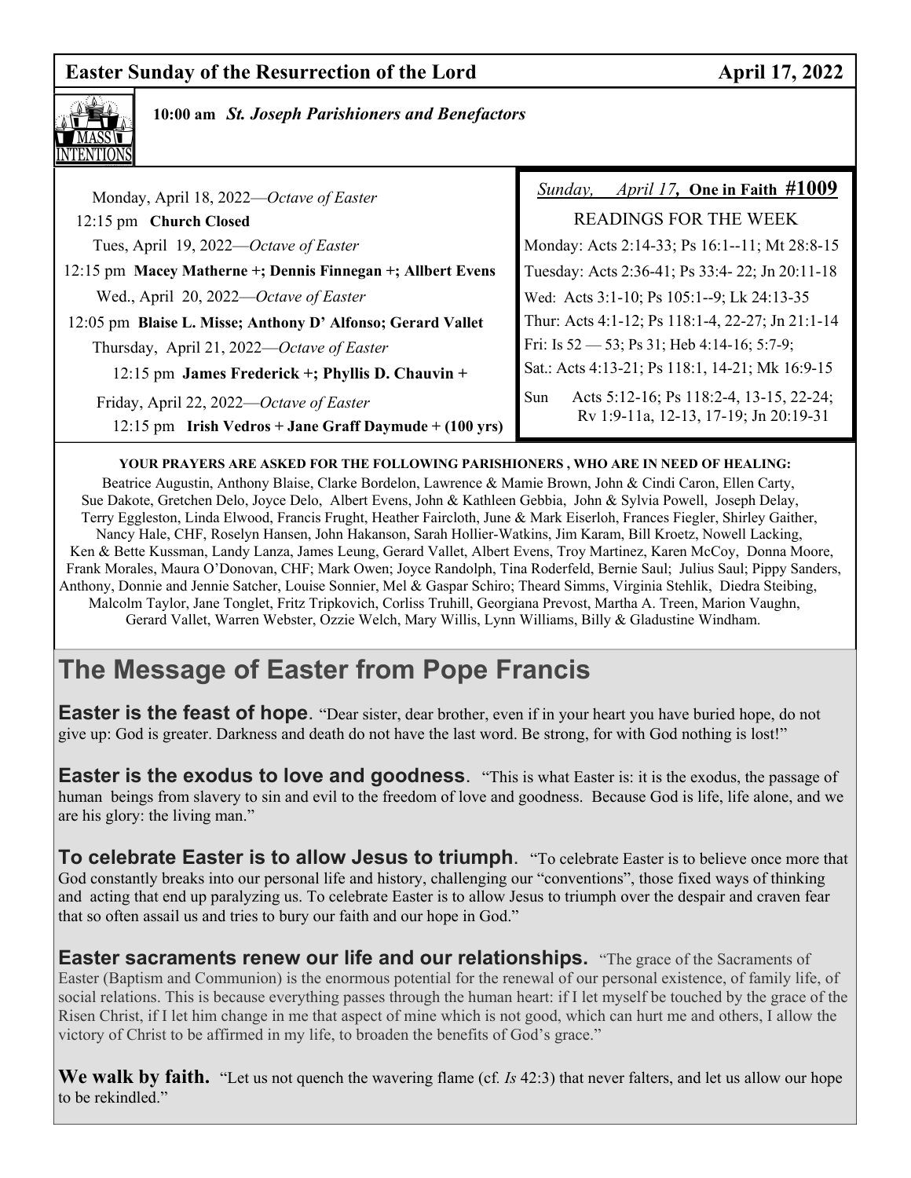## Easter Sunday of the Resurrection of the Lord — April 17, 2022

**10:00 am** ***St. Joseph Parishioners and Benefactors***

Monday, April 18, 2022—*Octave of Easter*
12:15 pm **Church Closed**

Tues, April 19, 2022—*Octave of Easter*
12:15 pm **Macey Matherne +; Dennis Finnegan +; Allbert Evens**

Wed., April 20, 2022—*Octave of Easter*
12:05 pm **Blaise L. Misse; Anthony D' Alfonso; Gerard Vallet**

Thursday, April 21, 2022—*Octave of Easter*
12:15 pm **James Frederick +; Phyllis D. Chauvin +**

Friday, April 22, 2022—*Octave of Easter*
12:15 pm **Irish Vedros + Jane Graff Daymude + (100 yrs)**

*Sunday, April 17,* **One in Faith #1009**

READINGS FOR THE WEEK

Monday: Acts 2:14-33; Ps 16:1--11; Mt 28:8-15
Tuesday: Acts 2:36-41; Ps 33:4- 22; Jn 20:11-18
Wed: Acts 3:1-10; Ps 105:1--9; Lk 24:13-35
Thur: Acts 4:1-12; Ps 118:1-4, 22-27; Jn 21:1-14
Fri: Is 52 — 53; Ps 31; Heb 4:14-16; 5:7-9;
Sat.: Acts 4:13-21; Ps 118:1, 14-21; Mk 16:9-15
Sun Acts 5:12-16; Ps 118:2-4, 13-15, 22-24; Rv 1:9-11a, 12-13, 17-19; Jn 20:19-31

**YOUR PRAYERS ARE ASKED FOR THE FOLLOWING PARISHIONERS , WHO ARE IN NEED OF HEALING:**

Beatrice Augustin, Anthony Blaise, Clarke Bordelon, Lawrence & Mamie Brown, John & Cindi Caron, Ellen Carty, Sue Dakote, Gretchen Delo, Joyce Delo, Albert Evens, John & Kathleen Gebbia, John & Sylvia Powell, Joseph Delay, Terry Eggleston, Linda Elwood, Francis Frught, Heather Faircloth, June & Mark Eiserloh, Frances Fiegler, Shirley Gaither, Nancy Hale, CHF, Roselyn Hansen, John Hakanson, Sarah Hollier-Watkins, Jim Karam, Bill Kroetz, Nowell Lacking, Ken & Bette Kussman, Landy Lanza, James Leung, Gerard Vallet, Albert Evens, Troy Martinez, Karen McCoy, Donna Moore, Frank Morales, Maura O'Donovan, CHF; Mark Owen; Joyce Randolph, Tina Roderfeld, Bernie Saul; Julius Saul; Pippy Sanders, Anthony, Donnie and Jennie Satcher, Louise Sonnier, Mel & Gaspar Schiro; Theard Simms, Virginia Stehlik, Diedra Steibing, Malcolm Taylor, Jane Tonglet, Fritz Tripkovich, Corliss Truhill, Georgiana Prevost, Martha A. Treen, Marion Vaughn, Gerard Vallet, Warren Webster, Ozzie Welch, Mary Willis, Lynn Williams, Billy & Gladustine Windham.

# The Message of Easter from Pope Francis

**Easter is the feast of hope**. "Dear sister, dear brother, even if in your heart you have buried hope, do not give up: God is greater. Darkness and death do not have the last word. Be strong, for with God nothing is lost!"

**Easter is the exodus to love and goodness**. "This is what Easter is: it is the exodus, the passage of human beings from slavery to sin and evil to the freedom of love and goodness. Because God is life, life alone, and we are his glory: the living man."

**To celebrate Easter is to allow Jesus to triumph**. "To celebrate Easter is to believe once more that God constantly breaks into our personal life and history, challenging our "conventions", those fixed ways of thinking and acting that end up paralyzing us. To celebrate Easter is to allow Jesus to triumph over the despair and craven fear that so often assail us and tries to bury our faith and our hope in God."

**Easter sacraments renew our life and our relationships.** "The grace of the Sacraments of Easter (Baptism and Communion) is the enormous potential for the renewal of our personal existence, of family life, of social relations. This is because everything passes through the human heart: if I let myself be touched by the grace of the Risen Christ, if I let him change in me that aspect of mine which is not good, which can hurt me and others, I allow the victory of Christ to be affirmed in my life, to broaden the benefits of God's grace."

**We walk by faith.** "Let us not quench the wavering flame (cf. *Is* 42:3) that never falters, and let us allow our hope to be rekindled."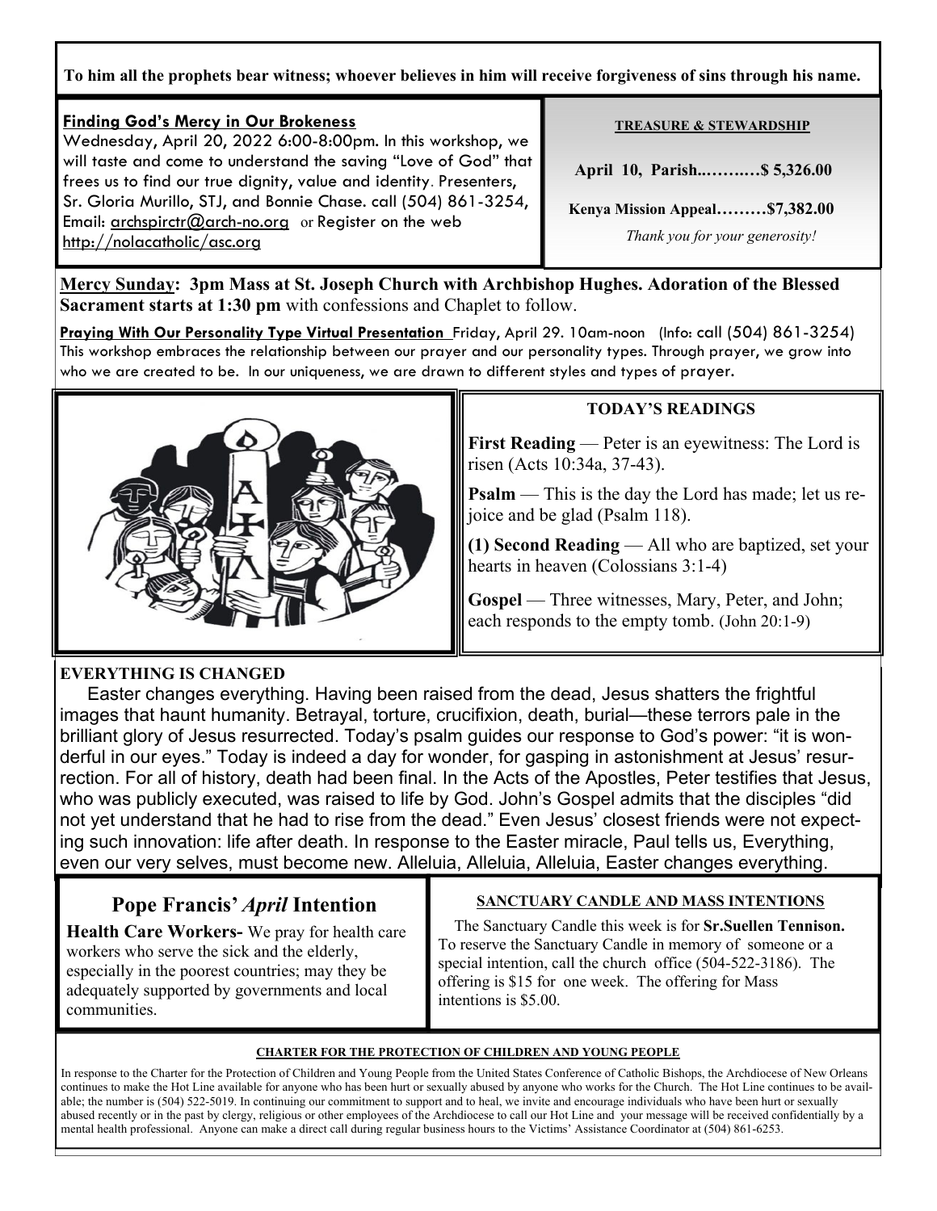**To him all the prophets bear witness; whoever believes in him will receive forgiveness of sins through his name.**

**Finding God's Mercy in Our Brokeness**

Wednesday, April 20, 2022 6:00-8:00pm. In this workshop, we will taste and come to understand the saving "Love of God" that frees us to find our true dignity, value and identity. Presenters, Sr. Gloria Murillo, STJ, and Bonnie Chase. call (504) 861-3254, Email: archspirctr@arch-no.org or Register on the web http://nolacatholic/asc.org

**TREASURE & STEWARDSHIP**

**April 10, Parish..……..…$ 5,326.00**

**Kenya Mission Appeal………$7,382.00**

*Thank you for your generosity!*

**Mercy Sunday: 3pm Mass at St. Joseph Church with Archbishop Hughes. Adoration of the Blessed Sacrament starts at 1:30 pm** with confessions and Chaplet to follow.

**Praying With Our Personality Type Virtual Presentation** Friday, April 29. 10am-noon (Info: call (504) 861-3254) This workshop embraces the relationship between our prayer and our personality types. Through prayer, we grow into who we are created to be. In our uniqueness, we are drawn to different styles and types of prayer.

**TODAY'S READINGS**

**First Reading** — Peter is an eyewitness: The Lord is risen (Acts 10:34a, 37-43).

**Psalm** — This is the day the Lord has made; let us rejoice and be glad (Psalm 118).

**(1) Second Reading** — All who are baptized, set your hearts in heaven (Colossians 3:1-4)

**Gospel** — Three witnesses, Mary, Peter, and John; each responds to the empty tomb. (John 20:1-9)

**EVERYTHING IS CHANGED**

Easter changes everything. Having been raised from the dead, Jesus shatters the frightful images that haunt humanity. Betrayal, torture, crucifixion, death, burial—these terrors pale in the brilliant glory of Jesus resurrected. Today's psalm guides our response to God's power: "it is wonderful in our eyes." Today is indeed a day for wonder, for gasping in astonishment at Jesus' resurrection. For all of history, death had been final. In the Acts of the Apostles, Peter testifies that Jesus, who was publicly executed, was raised to life by God. John's Gospel admits that the disciples "did not yet understand that he had to rise from the dead." Even Jesus' closest friends were not expecting such innovation: life after death. In response to the Easter miracle, Paul tells us, Everything, even our very selves, must become new. Alleluia, Alleluia, Alleluia, Easter changes everything.

## Pope Francis' *April* Intention

**Health Care Workers-** We pray for health care workers who serve the sick and the elderly, especially in the poorest countries; may they be adequately supported by governments and local communities.

**SANCTUARY CANDLE AND MASS INTENTIONS**

The Sanctuary Candle this week is for **Sr.Suellen Tennison.** To reserve the Sanctuary Candle in memory of someone or a special intention, call the church office (504-522-3186). The offering is $15 for one week. The offering for Mass intentions is $5.00.

**CHARTER FOR THE PROTECTION OF CHILDREN AND YOUNG PEOPLE**

In response to the Charter for the Protection of Children and Young People from the United States Conference of Catholic Bishops, the Archdiocese of New Orleans continues to make the Hot Line available for anyone who has been hurt or sexually abused by anyone who works for the Church. The Hot Line continues to be available; the number is (504) 522-5019. In continuing our commitment to support and to heal, we invite and encourage individuals who have been hurt or sexually abused recently or in the past by clergy, religious or other employees of the Archdiocese to call our Hot Line and your message will be received confidentially by a mental health professional. Anyone can make a direct call during regular business hours to the Victims' Assistance Coordinator at (504) 861-6253.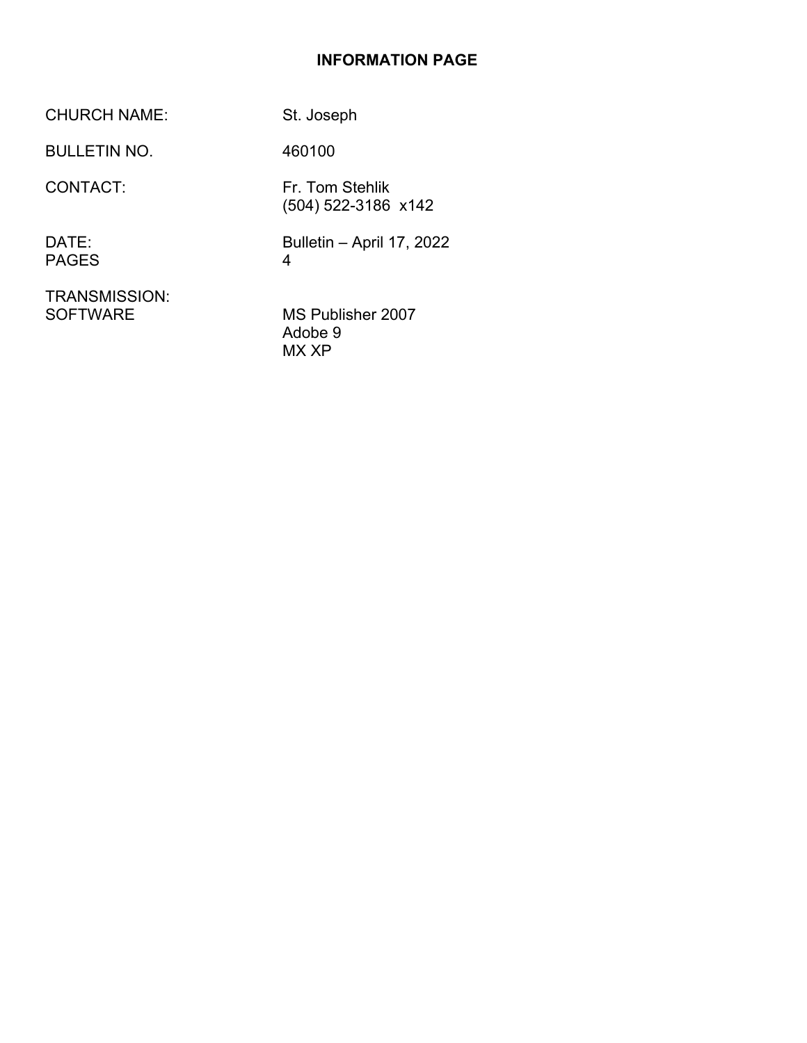# INFORMATION PAGE

| | |
|---|---|
| CHURCH NAME: | St. Joseph |
| BULLETIN NO. | 460100 |
| CONTACT: | Fr. Tom Stehlik<br>(504) 522-3186 x142 |
| DATE: | Bulletin – April 17, 2022 |
| PAGES | 4 |
| TRANSMISSION:<br>SOFTWARE | MS Publisher 2007<br>Adobe 9<br>MX XP |